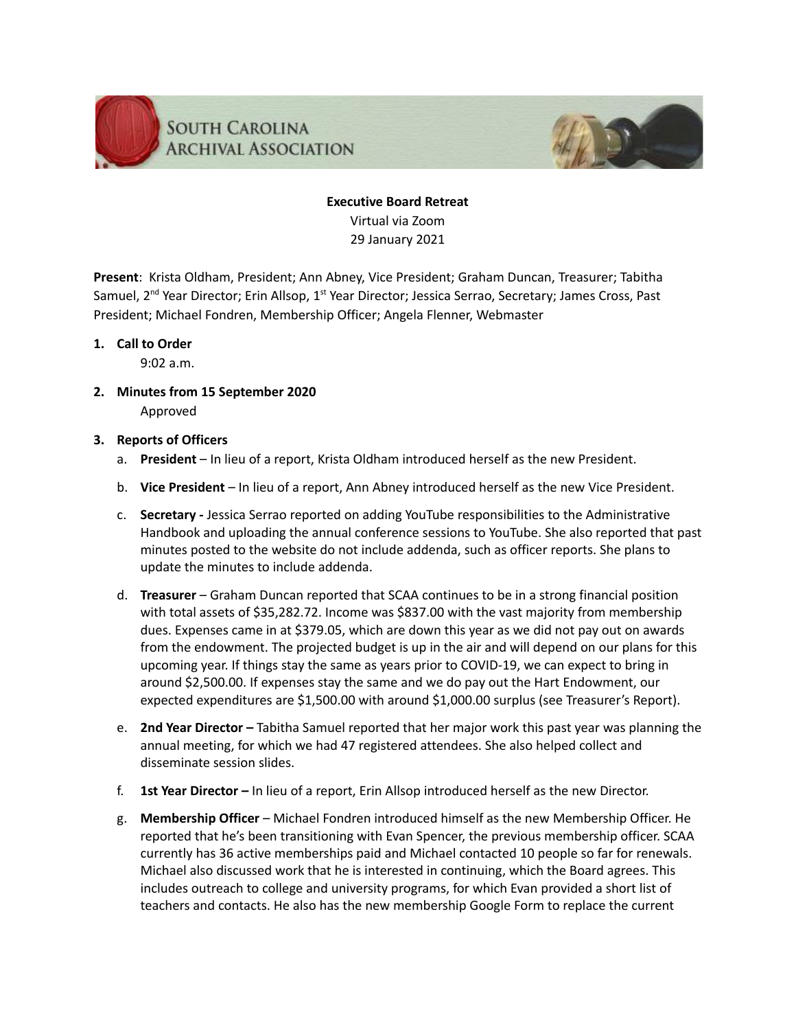**SOUTH CAROLINA ARCHIVAL ASSOCIATION**

**Executive Board Retreat**
Virtual via Zoom
29 January 2021

**Present**: Krista Oldham, President; Ann Abney, Vice President; Graham Duncan, Treasurer; Tabitha Samuel, 2nd Year Director; Erin Allsop, 1st Year Director; Jessica Serrao, Secretary; James Cross, Past President; Michael Fondren, Membership Officer; Angela Flenner, Webmaster

1. **Call to Order**
   9:02 a.m.

2. **Minutes from 15 September 2020**
   Approved

3. **Reports of Officers**
   a. **President** – In lieu of a report, Krista Oldham introduced herself as the new President.
   b. **Vice President** – In lieu of a report, Ann Abney introduced herself as the new Vice President.
   c. **Secretary -** Jessica Serrao reported on adding YouTube responsibilities to the Administrative Handbook and uploading the annual conference sessions to YouTube. She also reported that past minutes posted to the website do not include addenda, such as officer reports. She plans to update the minutes to include addenda.
   d. **Treasurer** – Graham Duncan reported that SCAA continues to be in a strong financial position with total assets of $35,282.72. Income was $837.00 with the vast majority from membership dues. Expenses came in at $379.05, which are down this year as we did not pay out on awards from the endowment. The projected budget is up in the air and will depend on our plans for this upcoming year. If things stay the same as years prior to COVID-19, we can expect to bring in around $2,500.00. If expenses stay the same and we do pay out the Hart Endowment, our expected expenditures are $1,500.00 with around $1,000.00 surplus (see Treasurer's Report).
   e. **2nd Year Director –** Tabitha Samuel reported that her major work this past year was planning the annual meeting, for which we had 47 registered attendees. She also helped collect and disseminate session slides.
   f. **1st Year Director –** In lieu of a report, Erin Allsop introduced herself as the new Director.
   g. **Membership Officer** – Michael Fondren introduced himself as the new Membership Officer. He reported that he's been transitioning with Evan Spencer, the previous membership officer. SCAA currently has 36 active memberships paid and Michael contacted 10 people so far for renewals. Michael also discussed work that he is interested in continuing, which the Board agrees. This includes outreach to college and university programs, for which Evan provided a short list of teachers and contacts. He also has the new membership Google Form to replace the current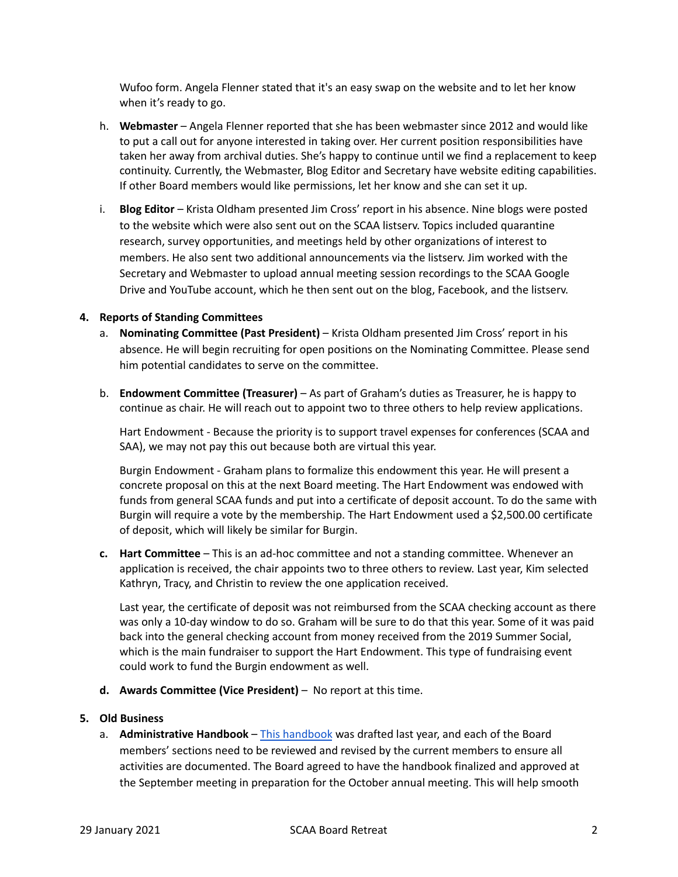Wufoo form. Angela Flenner stated that it's an easy swap on the website and to let her know when it's ready to go.

h. **Webmaster** – Angela Flenner reported that she has been webmaster since 2012 and would like to put a call out for anyone interested in taking over. Her current position responsibilities have taken her away from archival duties. She's happy to continue until we find a replacement to keep continuity. Currently, the Webmaster, Blog Editor and Secretary have website editing capabilities. If other Board members would like permissions, let her know and she can set it up.

i. **Blog Editor** – Krista Oldham presented Jim Cross' report in his absence. Nine blogs were posted to the website which were also sent out on the SCAA listserv. Topics included quarantine research, survey opportunities, and meetings held by other organizations of interest to members. He also sent two additional announcements via the listserv. Jim worked with the Secretary and Webmaster to upload annual meeting session recordings to the SCAA Google Drive and YouTube account, which he then sent out on the blog, Facebook, and the listserv.

**4. Reports of Standing Committees**

a. **Nominating Committee (Past President)** – Krista Oldham presented Jim Cross' report in his absence. He will begin recruiting for open positions on the Nominating Committee. Please send him potential candidates to serve on the committee.

b. **Endowment Committee (Treasurer)** – As part of Graham's duties as Treasurer, he is happy to continue as chair. He will reach out to appoint two to three others to help review applications.

Hart Endowment - Because the priority is to support travel expenses for conferences (SCAA and SAA), we may not pay this out because both are virtual this year.

Burgin Endowment - Graham plans to formalize this endowment this year. He will present a concrete proposal on this at the next Board meeting. The Hart Endowment was endowed with funds from general SCAA funds and put into a certificate of deposit account. To do the same with Burgin will require a vote by the membership. The Hart Endowment used a $2,500.00 certificate of deposit, which will likely be similar for Burgin.

**c. Hart Committee** – This is an ad-hoc committee and not a standing committee. Whenever an application is received, the chair appoints two to three others to review. Last year, Kim selected Kathryn, Tracy, and Christin to review the one application received.

Last year, the certificate of deposit was not reimbursed from the SCAA checking account as there was only a 10-day window to do so. Graham will be sure to do that this year. Some of it was paid back into the general checking account from money received from the 2019 Summer Social, which is the main fundraiser to support the Hart Endowment. This type of fundraising event could work to fund the Burgin endowment as well.

**d. Awards Committee (Vice President)** – No report at this time.

**5. Old Business**

a. **Administrative Handbook** – This handbook was drafted last year, and each of the Board members' sections need to be reviewed and revised by the current members to ensure all activities are documented. The Board agreed to have the handbook finalized and approved at the September meeting in preparation for the October annual meeting. This will help smooth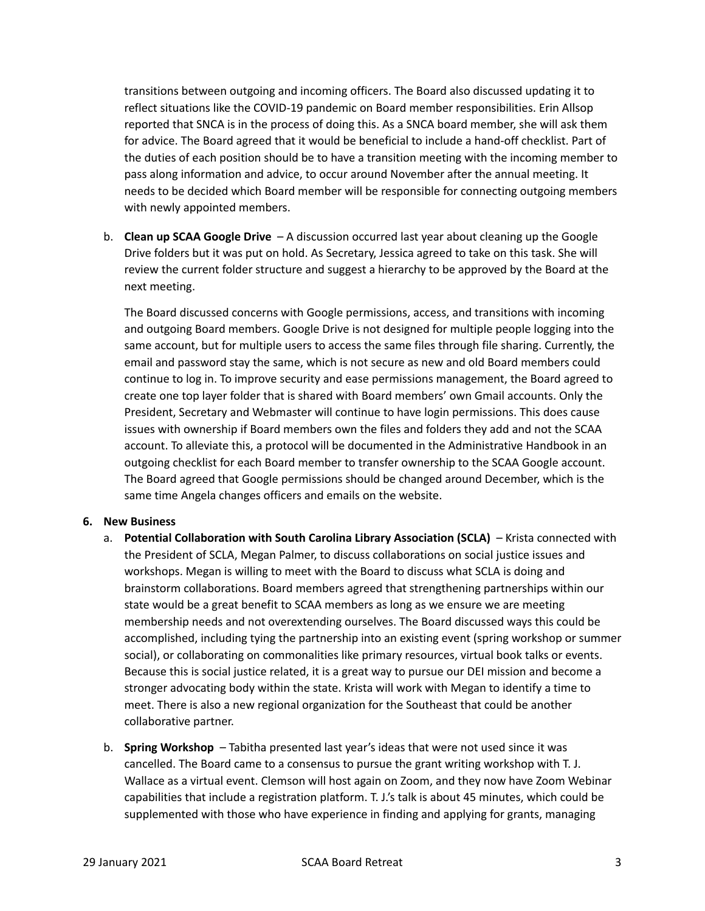transitions between outgoing and incoming officers. The Board also discussed updating it to reflect situations like the COVID-19 pandemic on Board member responsibilities. Erin Allsop reported that SNCA is in the process of doing this. As a SNCA board member, she will ask them for advice. The Board agreed that it would be beneficial to include a hand-off checklist. Part of the duties of each position should be to have a transition meeting with the incoming member to pass along information and advice, to occur around November after the annual meeting. It needs to be decided which Board member will be responsible for connecting outgoing members with newly appointed members.

b. **Clean up SCAA Google Drive** – A discussion occurred last year about cleaning up the Google Drive folders but it was put on hold. As Secretary, Jessica agreed to take on this task. She will review the current folder structure and suggest a hierarchy to be approved by the Board at the next meeting.

   The Board discussed concerns with Google permissions, access, and transitions with incoming and outgoing Board members. Google Drive is not designed for multiple people logging into the same account, but for multiple users to access the same files through file sharing. Currently, the email and password stay the same, which is not secure as new and old Board members could continue to log in. To improve security and ease permissions management, the Board agreed to create one top layer folder that is shared with Board members' own Gmail accounts. Only the President, Secretary and Webmaster will continue to have login permissions. This does cause issues with ownership if Board members own the files and folders they add and not the SCAA account. To alleviate this, a protocol will be documented in the Administrative Handbook in an outgoing checklist for each Board member to transfer ownership to the SCAA Google account. The Board agreed that Google permissions should be changed around December, which is the same time Angela changes officers and emails on the website.

**6. New Business**

a. **Potential Collaboration with South Carolina Library Association (SCLA)** – Krista connected with the President of SCLA, Megan Palmer, to discuss collaborations on social justice issues and workshops. Megan is willing to meet with the Board to discuss what SCLA is doing and brainstorm collaborations. Board members agreed that strengthening partnerships within our state would be a great benefit to SCAA members as long as we ensure we are meeting membership needs and not overextending ourselves. The Board discussed ways this could be accomplished, including tying the partnership into an existing event (spring workshop or summer social), or collaborating on commonalities like primary resources, virtual book talks or events. Because this is social justice related, it is a great way to pursue our DEI mission and become a stronger advocating body within the state. Krista will work with Megan to identify a time to meet. There is also a new regional organization for the Southeast that could be another collaborative partner.

b. **Spring Workshop** – Tabitha presented last year's ideas that were not used since it was cancelled. The Board came to a consensus to pursue the grant writing workshop with T. J. Wallace as a virtual event. Clemson will host again on Zoom, and they now have Zoom Webinar capabilities that include a registration platform. T. J.'s talk is about 45 minutes, which could be supplemented with those who have experience in finding and applying for grants, managing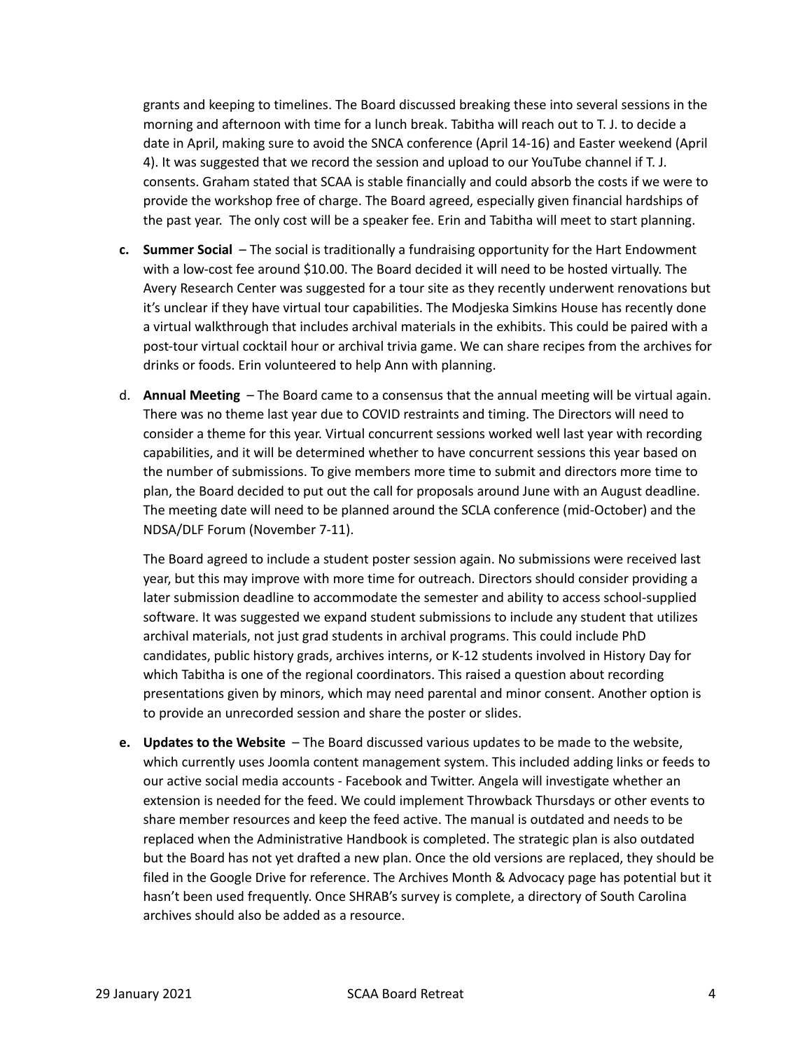grants and keeping to timelines. The Board discussed breaking these into several sessions in the morning and afternoon with time for a lunch break. Tabitha will reach out to T. J. to decide a date in April, making sure to avoid the SNCA conference (April 14-16) and Easter weekend (April 4). It was suggested that we record the session and upload to our YouTube channel if T. J. consents. Graham stated that SCAA is stable financially and could absorb the costs if we were to provide the workshop free of charge. The Board agreed, especially given financial hardships of the past year. The only cost will be a speaker fee. Erin and Tabitha will meet to start planning.

c. **Summer Social** – The social is traditionally a fundraising opportunity for the Hart Endowment with a low-cost fee around $10.00. The Board decided it will need to be hosted virtually. The Avery Research Center was suggested for a tour site as they recently underwent renovations but it's unclear if they have virtual tour capabilities. The Modjeska Simkins House has recently done a virtual walkthrough that includes archival materials in the exhibits. This could be paired with a post-tour virtual cocktail hour or archival trivia game. We can share recipes from the archives for drinks or foods. Erin volunteered to help Ann with planning.

d. **Annual Meeting** – The Board came to a consensus that the annual meeting will be virtual again. There was no theme last year due to COVID restraints and timing. The Directors will need to consider a theme for this year. Virtual concurrent sessions worked well last year with recording capabilities, and it will be determined whether to have concurrent sessions this year based on the number of submissions. To give members more time to submit and directors more time to plan, the Board decided to put out the call for proposals around June with an August deadline. The meeting date will need to be planned around the SCLA conference (mid-October) and the NDSA/DLF Forum (November 7-11).

   The Board agreed to include a student poster session again. No submissions were received last year, but this may improve with more time for outreach. Directors should consider providing a later submission deadline to accommodate the semester and ability to access school-supplied software. It was suggested we expand student submissions to include any student that utilizes archival materials, not just grad students in archival programs. This could include PhD candidates, public history grads, archives interns, or K-12 students involved in History Day for which Tabitha is one of the regional coordinators. This raised a question about recording presentations given by minors, which may need parental and minor consent. Another option is to provide an unrecorded session and share the poster or slides.

e. **Updates to the Website** – The Board discussed various updates to be made to the website, which currently uses Joomla content management system. This included adding links or feeds to our active social media accounts - Facebook and Twitter. Angela will investigate whether an extension is needed for the feed. We could implement Throwback Thursdays or other events to share member resources and keep the feed active. The manual is outdated and needs to be replaced when the Administrative Handbook is completed. The strategic plan is also outdated but the Board has not yet drafted a new plan. Once the old versions are replaced, they should be filed in the Google Drive for reference. The Archives Month & Advocacy page has potential but it hasn't been used frequently. Once SHRAB's survey is complete, a directory of South Carolina archives should also be added as a resource.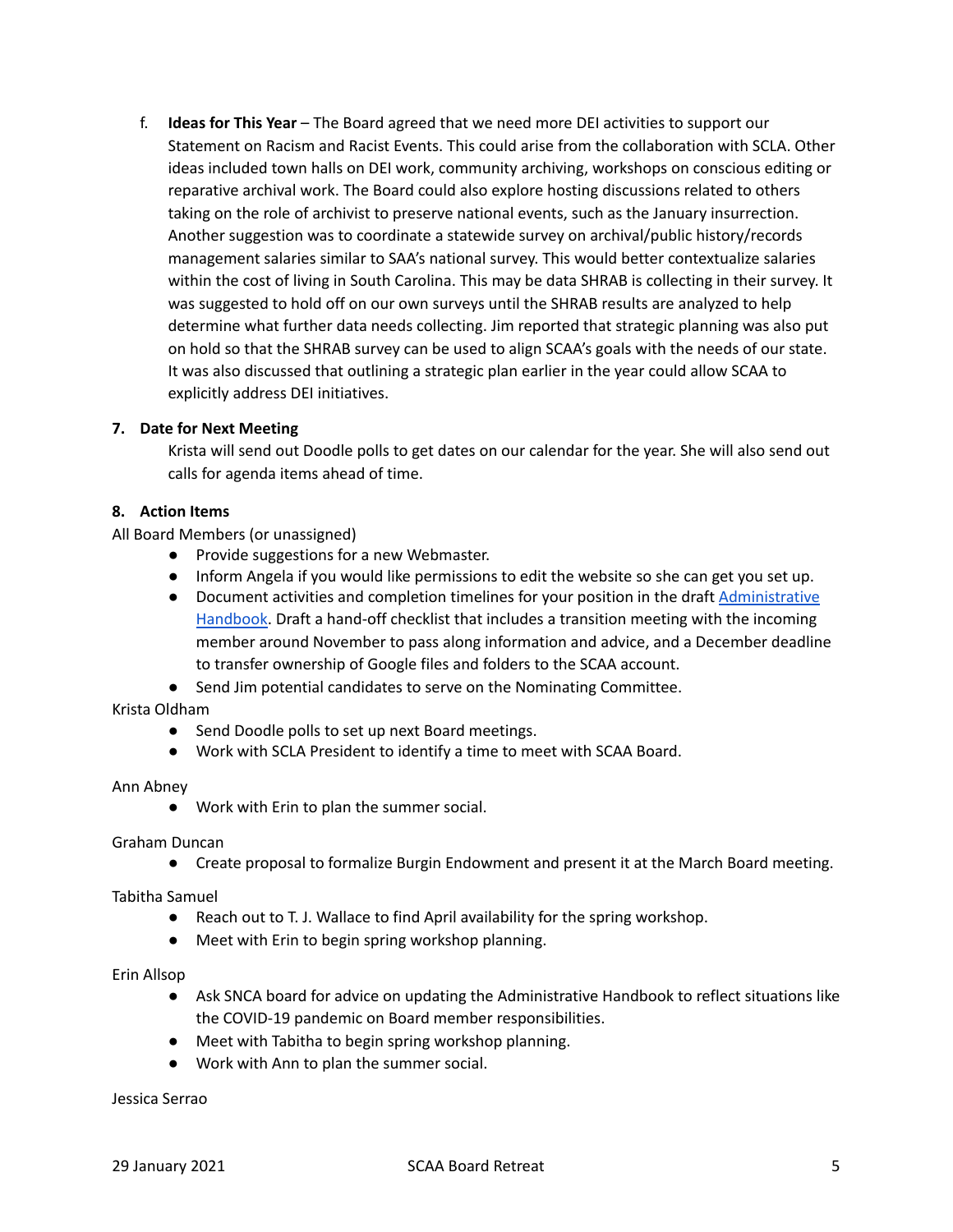f. **Ideas for This Year** – The Board agreed that we need more DEI activities to support our Statement on Racism and Racist Events. This could arise from the collaboration with SCLA. Other ideas included town halls on DEI work, community archiving, workshops on conscious editing or reparative archival work. The Board could also explore hosting discussions related to others taking on the role of archivist to preserve national events, such as the January insurrection. Another suggestion was to coordinate a statewide survey on archival/public history/records management salaries similar to SAA's national survey. This would better contextualize salaries within the cost of living in South Carolina. This may be data SHRAB is collecting in their survey. It was suggested to hold off on our own surveys until the SHRAB results are analyzed to help determine what further data needs collecting. Jim reported that strategic planning was also put on hold so that the SHRAB survey can be used to align SCAA's goals with the needs of our state. It was also discussed that outlining a strategic plan earlier in the year could allow SCAA to explicitly address DEI initiatives.

**7. Date for Next Meeting**

Krista will send out Doodle polls to get dates on our calendar for the year. She will also send out calls for agenda items ahead of time.

**8. Action Items**

All Board Members (or unassigned)

- Provide suggestions for a new Webmaster.
- Inform Angela if you would like permissions to edit the website so she can get you set up.
- Document activities and completion timelines for your position in the draft Administrative Handbook. Draft a hand-off checklist that includes a transition meeting with the incoming member around November to pass along information and advice, and a December deadline to transfer ownership of Google files and folders to the SCAA account.
- Send Jim potential candidates to serve on the Nominating Committee.

Krista Oldham

- Send Doodle polls to set up next Board meetings.
- Work with SCLA President to identify a time to meet with SCAA Board.

Ann Abney

- Work with Erin to plan the summer social.

Graham Duncan

- Create proposal to formalize Burgin Endowment and present it at the March Board meeting.

Tabitha Samuel

- Reach out to T. J. Wallace to find April availability for the spring workshop.
- Meet with Erin to begin spring workshop planning.

Erin Allsop

- Ask SNCA board for advice on updating the Administrative Handbook to reflect situations like the COVID-19 pandemic on Board member responsibilities.
- Meet with Tabitha to begin spring workshop planning.
- Work with Ann to plan the summer social.

Jessica Serrao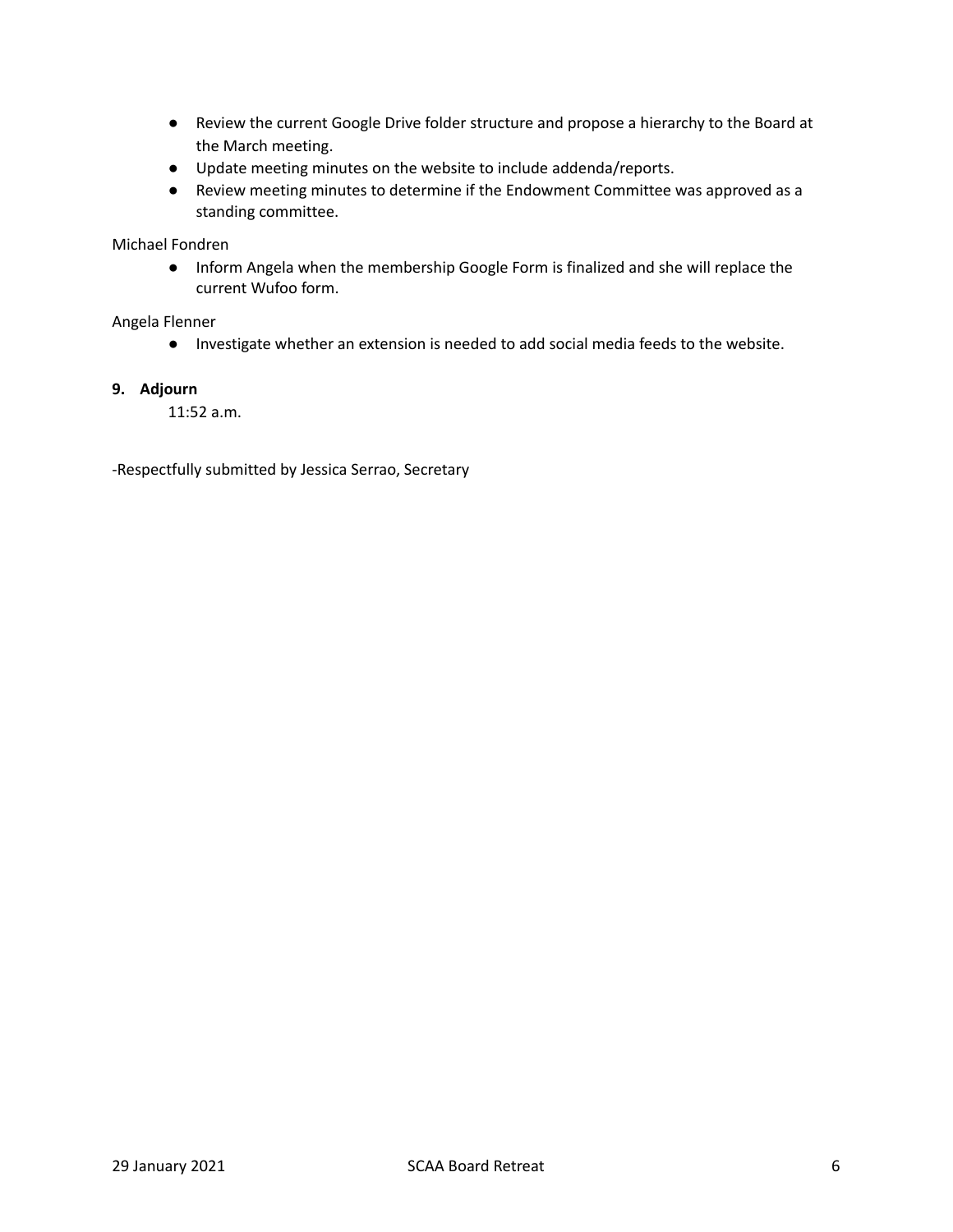- Review the current Google Drive folder structure and propose a hierarchy to the Board at the March meeting.
- Update meeting minutes on the website to include addenda/reports.
- Review meeting minutes to determine if the Endowment Committee was approved as a standing committee.

Michael Fondren

- Inform Angela when the membership Google Form is finalized and she will replace the current Wufoo form.

Angela Flenner

- Investigate whether an extension is needed to add social media feeds to the website.

**9. Adjourn**

11:52 a.m.

-Respectfully submitted by Jessica Serrao, Secretary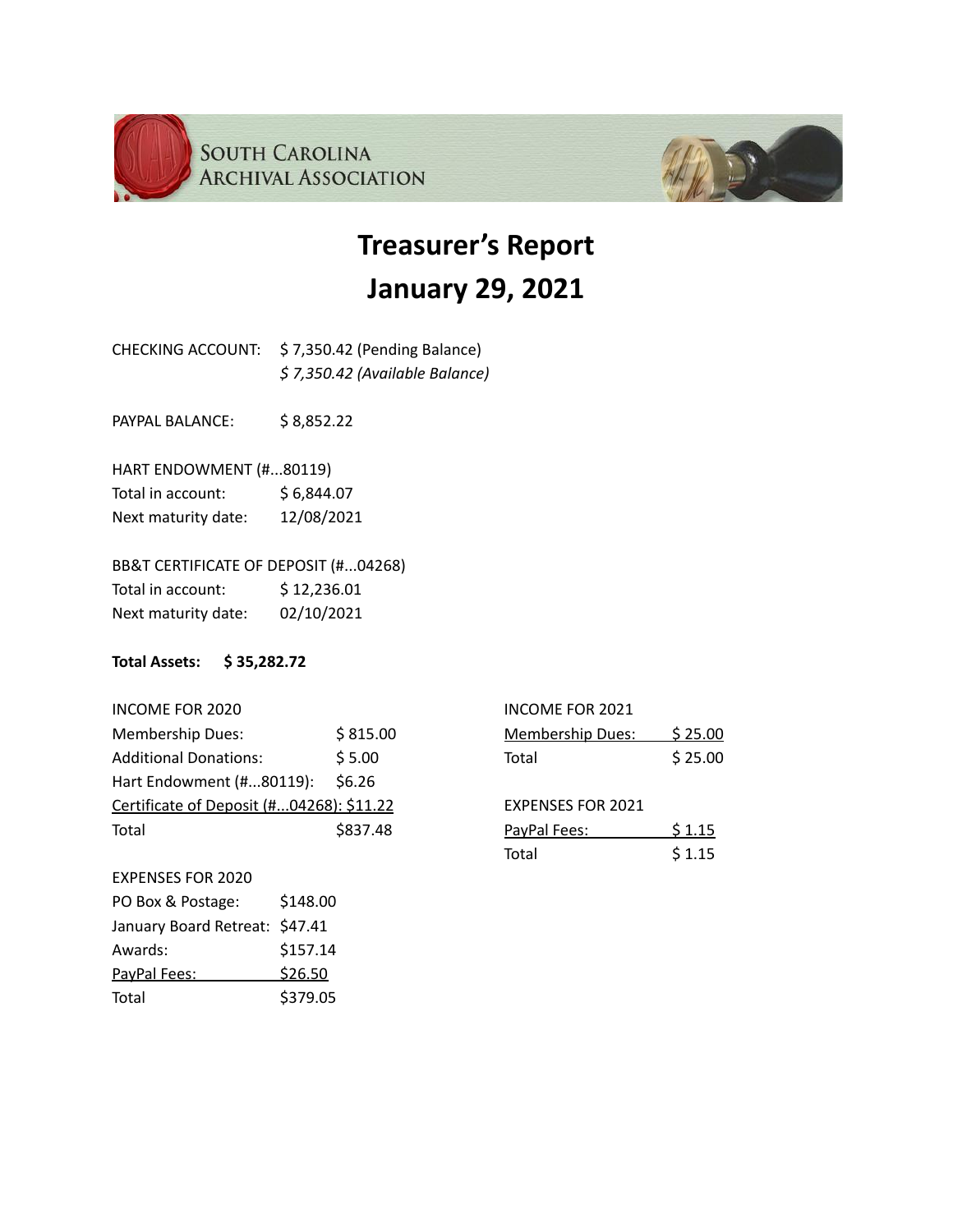SOUTH CAROLINA ARCHIVAL ASSOCIATION

# Treasurer's Report
# January 29, 2021

CHECKING ACCOUNT: $ 7,350.42 (Pending Balance)
*$ 7,350.42 (Available Balance)*

PAYPAL BALANCE: $ 8,852.22

HART ENDOWMENT (#...80119)
Total in account: $ 6,844.07
Next maturity date: 12/08/2021

BB&T CERTIFICATE OF DEPOSIT (#...04268)
Total in account: $ 12,236.01
Next maturity date: 02/10/2021

**Total Assets: $ 35,282.72**

INCOME FOR 2020

| | |
|---|---|
| Membership Dues: | $ 815.00 |
| Additional Donations: | $ 5.00 |
| Hart Endowment (#...80119): | $6.26 |
| Certificate of Deposit (#...04268): | $11.22 |
| Total | $837.48 |

EXPENSES FOR 2020

| | |
|---|---|
| PO Box & Postage: | $148.00 |
| January Board Retreat: | $47.41 |
| Awards: | $157.14 |
| PayPal Fees: | $26.50 |
| Total | $379.05 |

INCOME FOR 2021

| | |
|---|---|
| Membership Dues: | $ 25.00 |
| Total | $ 25.00 |

EXPENSES FOR 2021

| | |
|---|---|
| PayPal Fees: | $ 1.15 |
| Total | $ 1.15 |